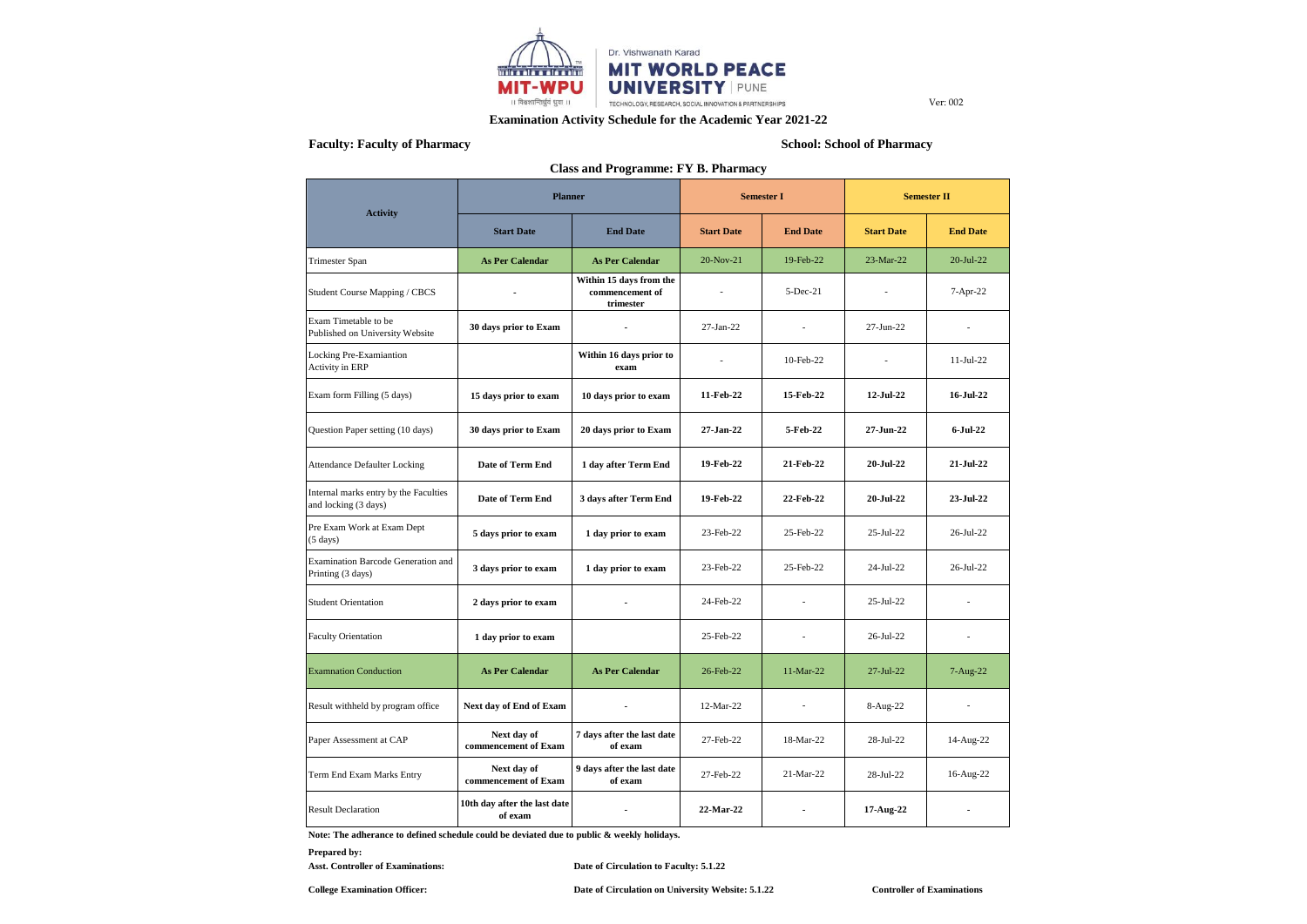Dr. Vishwanath Karad
MIT WORLD PEACE UNIVERSITY | PUNE
TECHNOLOGY, RESEARCH, SOCIAL INNOVATION & PARTNERSHIPS

Ver: 002

**Examination Activity Schedule for the Academic Year 2021-22**

**Faculty: Faculty of Pharmacy** **School: School of Pharmacy**

**Class and Programme: FY B. Pharmacy**

| Activity | Planner | | Semester I | | Semester II | |
|---|---|---|---|---|---|---|
| | Start Date | End Date | Start Date | End Date | Start Date | End Date |
| Trimester Span | As Per Calendar | As Per Calendar | 20-Nov-21 | 19-Feb-22 | 23-Mar-22 | 20-Jul-22 |
| Student Course Mapping / CBCS | - | Within 15 days from the commencement of trimester | - | 5-Dec-21 | - | 7-Apr-22 |
| Exam Timetable to be Published on University Website | 30 days prior to Exam | - | 27-Jan-22 | - | 27-Jun-22 | - |
| Locking Pre-Examiantion Activity in ERP | | Within 16 days prior to exam | - | 10-Feb-22 | - | 11-Jul-22 |
| Exam form Filling (5 days) | 15 days prior to exam | 10 days prior to exam | **11-Feb-22** | **15-Feb-22** | **12-Jul-22** | **16-Jul-22** |
| Question Paper setting (10 days) | 30 days prior to Exam | 20 days prior to Exam | **27-Jan-22** | **5-Feb-22** | **27-Jun-22** | **6-Jul-22** |
| Attendance Defaulter Locking | Date of Term End | 1 day after Term End | **19-Feb-22** | **21-Feb-22** | **20-Jul-22** | **21-Jul-22** |
| Internal marks entry by the Faculties and locking (3 days) | Date of Term End | 3 days after Term End | **19-Feb-22** | **22-Feb-22** | **20-Jul-22** | **23-Jul-22** |
| Pre Exam Work at Exam Dept (5 days) | 5 days prior to exam | 1 day prior to exam | 23-Feb-22 | 25-Feb-22 | 25-Jul-22 | 26-Jul-22 |
| Examination Barcode Generation and Printing (3 days) | 3 days prior to exam | 1 day prior to exam | 23-Feb-22 | 25-Feb-22 | 24-Jul-22 | 26-Jul-22 |
| Student Orientation | 2 days prior to exam | - | 24-Feb-22 | - | 25-Jul-22 | - |
| Faculty Orientation | 1 day prior to exam | | 25-Feb-22 | - | 26-Jul-22 | - |
| Examnation Conduction | As Per Calendar | As Per Calendar | 26-Feb-22 | 11-Mar-22 | 27-Jul-22 | 7-Aug-22 |
| Result withheld by program office | Next day of End of Exam | - | 12-Mar-22 | - | 8-Aug-22 | - |
| Paper Assessment at CAP | Next day of commencement of Exam | 7 days after the last date of exam | 27-Feb-22 | 18-Mar-22 | 28-Jul-22 | 14-Aug-22 |
| Term End Exam Marks Entry | Next day of commencement of Exam | 9 days after the last date of exam | 27-Feb-22 | 21-Mar-22 | 28-Jul-22 | 16-Aug-22 |
| Result Declaration | 10th day after the last date of exam | - | **22-Mar-22** | - | **17-Aug-22** | - |

**Note: The adherance to defined schedule could be deviated due to public & weekly holidays.**

**Prepared by:**

**Asst. Controller of Examinations:** **Date of Circulation to Faculty: 5.1.22**

**College Examination Officer:** **Date of Circulation on University Website: 5.1.22** **Controller of Examinations**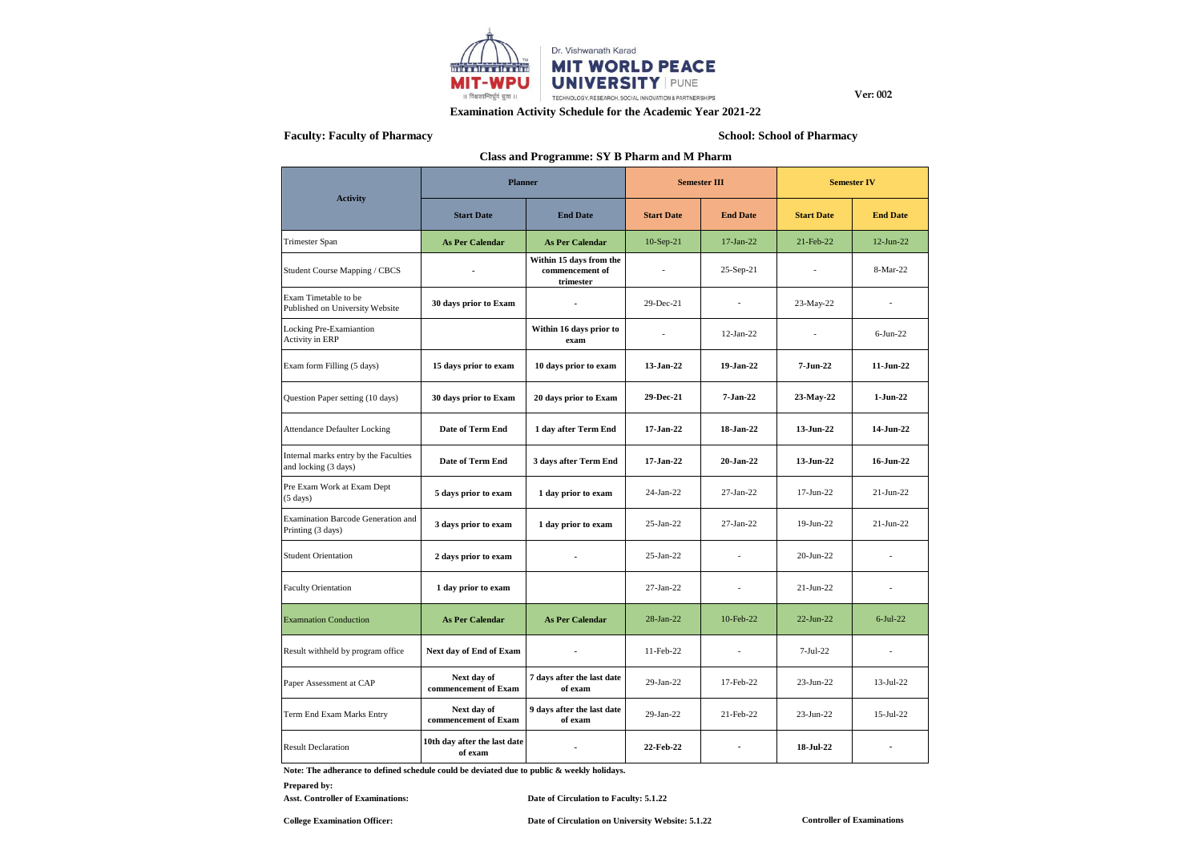Dr. Vishwanath Karad
**MIT WORLD PEACE UNIVERSITY** | PUNE
TECHNOLOGY, RESEARCH, SOCIAL INNOVATION & PARTNERSHIPS

MIT-WPU

॥ विश्वशान्तिर्ध्रुवं ध्रुवा ॥

**Ver: 002**

**Examination Activity Schedule for the Academic Year 2021-22**

**Faculty: Faculty of Pharmacy** **School: School of Pharmacy**

**Class and Programme: SY B Pharm and M Pharm**

| Activity | Planner | | Semester III | | Semester IV | |
|---|---|---|---|---|---|---|
| | Start Date | End Date | Start Date | End Date | Start Date | End Date |
| Trimester Span | **As Per Calendar** | **As Per Calendar** | 10-Sep-21 | 17-Jan-22 | 21-Feb-22 | 12-Jun-22 |
| Student Course Mapping / CBCS | - | **Within 15 days from the commencement of trimester** | - | 25-Sep-21 | - | 8-Mar-22 |
| Exam Timetable to be Published on University Website | **30 days prior to Exam** | - | 29-Dec-21 | - | 23-May-22 | - |
| Locking Pre-Examiantion Activity in ERP | | **Within 16 days prior to exam** | - | 12-Jan-22 | - | 6-Jun-22 |
| Exam form Filling (5 days) | **15 days prior to exam** | **10 days prior to exam** | **13-Jan-22** | **19-Jan-22** | **7-Jun-22** | **11-Jun-22** |
| Question Paper setting (10 days) | **30 days prior to Exam** | **20 days prior to Exam** | **29-Dec-21** | **7-Jan-22** | **23-May-22** | **1-Jun-22** |
| Attendance Defaulter Locking | **Date of Term End** | **1 day after Term End** | **17-Jan-22** | **18-Jan-22** | **13-Jun-22** | **14-Jun-22** |
| Internal marks entry by the Faculties and locking (3 days) | **Date of Term End** | **3 days after Term End** | **17-Jan-22** | **20-Jan-22** | **13-Jun-22** | **16-Jun-22** |
| Pre Exam Work at Exam Dept (5 days) | **5 days prior to exam** | **1 day prior to exam** | 24-Jan-22 | 27-Jan-22 | 17-Jun-22 | 21-Jun-22 |
| Examination Barcode Generation and Printing (3 days) | **3 days prior to exam** | **1 day prior to exam** | 25-Jan-22 | 27-Jan-22 | 19-Jun-22 | 21-Jun-22 |
| Student Orientation | **2 days prior to exam** | - | 25-Jan-22 | - | 20-Jun-22 | - |
| Faculty Orientation | **1 day prior to exam** | | 27-Jan-22 | - | 21-Jun-22 | - |
| Examnation Conduction | **As Per Calendar** | **As Per Calendar** | 28-Jan-22 | 10-Feb-22 | 22-Jun-22 | 6-Jul-22 |
| Result withheld by program office | **Next day of End of Exam** | - | 11-Feb-22 | - | 7-Jul-22 | - |
| Paper Assessment at CAP | **Next day of commencement of Exam** | **7 days after the last date of exam** | 29-Jan-22 | 17-Feb-22 | 23-Jun-22 | 13-Jul-22 |
| Term End Exam Marks Entry | **Next day of commencement of Exam** | **9 days after the last date of exam** | 29-Jan-22 | 21-Feb-22 | 23-Jun-22 | 15-Jul-22 |
| Result Declaration | **10th day after the last date of exam** | - | **22-Feb-22** | - | **18-Jul-22** | - |

**Note: The adherance to defined schedule could be deviated due to public & weekly holidays.**

**Prepared by:**

**Asst. Controller of Examinations:** **Date of Circulation to Faculty: 5.1.22**

**College Examination Officer:** **Date of Circulation on University Website: 5.1.22** **Controller of Examinations**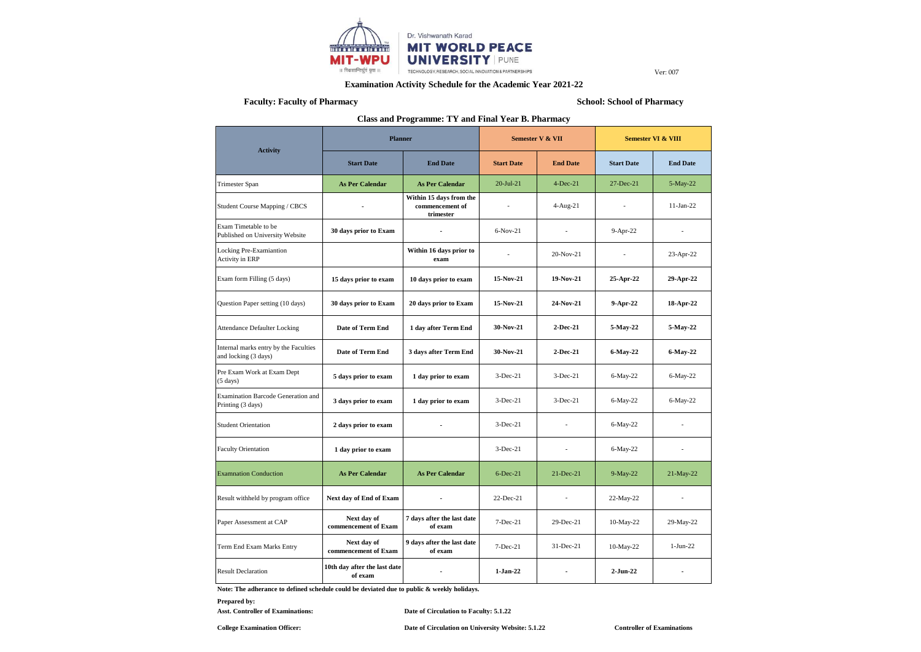Dr. Vishwanath Karad
**MIT WORLD PEACE UNIVERSITY** | PUNE
TECHNOLOGY, RESEARCH, SOCIAL INNOVATION & PARTNERSHIPS

Ver: 007

### Examination Activity Schedule for the Academic Year 2021-22

**Faculty: Faculty of Pharmacy** **School: School of Pharmacy**

### Class and Programme: TY and Final Year B. Pharmacy

| Activity | Planner | | Semester V & VII | | Semester VI & VIII | |
|---|---|---|---|---|---|---|
| | **Start Date** | **End Date** | **Start Date** | **End Date** | **Start Date** | **End Date** |
| Trimester Span | **As Per Calendar** | **As Per Calendar** | 20-Jul-21 | 4-Dec-21 | 27-Dec-21 | 5-May-22 |
| Student Course Mapping / CBCS | - | **Within 15 days from the commencement of trimester** | - | 4-Aug-21 | - | 11-Jan-22 |
| Exam Timetable to be Published on University Website | **30 days prior to Exam** | - | 6-Nov-21 | - | 9-Apr-22 | - |
| Locking Pre-Examiantion Activity in ERP | | **Within 16 days prior to exam** | - | 20-Nov-21 | - | 23-Apr-22 |
| Exam form Filling (5 days) | **15 days prior to exam** | **10 days prior to exam** | **15-Nov-21** | **19-Nov-21** | **25-Apr-22** | **29-Apr-22** |
| Question Paper setting (10 days) | **30 days prior to Exam** | **20 days prior to Exam** | **15-Nov-21** | **24-Nov-21** | **9-Apr-22** | **18-Apr-22** |
| Attendance Defaulter Locking | **Date of Term End** | **1 day after Term End** | **30-Nov-21** | **2-Dec-21** | **5-May-22** | **5-May-22** |
| Internal marks entry by the Faculties and locking (3 days) | **Date of Term End** | **3 days after Term End** | **30-Nov-21** | **2-Dec-21** | **6-May-22** | **6-May-22** |
| Pre Exam Work at Exam Dept (5 days) | **5 days prior to exam** | **1 day prior to exam** | 3-Dec-21 | 3-Dec-21 | 6-May-22 | 6-May-22 |
| Examination Barcode Generation and Printing (3 days) | **3 days prior to exam** | **1 day prior to exam** | 3-Dec-21 | 3-Dec-21 | 6-May-22 | 6-May-22 |
| Student Orientation | **2 days prior to exam** | - | 3-Dec-21 | - | 6-May-22 | - |
| Faculty Orientation | **1 day prior to exam** | | 3-Dec-21 | - | 6-May-22 | - |
| Examnation Conduction | **As Per Calendar** | **As Per Calendar** | 6-Dec-21 | 21-Dec-21 | 9-May-22 | 21-May-22 |
| Result withheld by program office | **Next day of End of Exam** | - | 22-Dec-21 | - | 22-May-22 | - |
| Paper Assessment at CAP | **Next day of commencement of Exam** | **7 days after the last date of exam** | 7-Dec-21 | 29-Dec-21 | 10-May-22 | 29-May-22 |
| Term End Exam Marks Entry | **Next day of commencement of Exam** | **9 days after the last date of exam** | 7-Dec-21 | 31-Dec-21 | 10-May-22 | 1-Jun-22 |
| Result Declaration | **10th day after the last date of exam** | - | **1-Jan-22** | - | **2-Jun-22** | - |

**Note: The adherance to defined schedule could be deviated due to public & weekly holidays.**

**Prepared by:**

**Asst. Controller of Examinations:** **Date of Circulation to Faculty: 5.1.22**

**College Examination Officer:** **Date of Circulation on University Website: 5.1.22** **Controller of Examinations**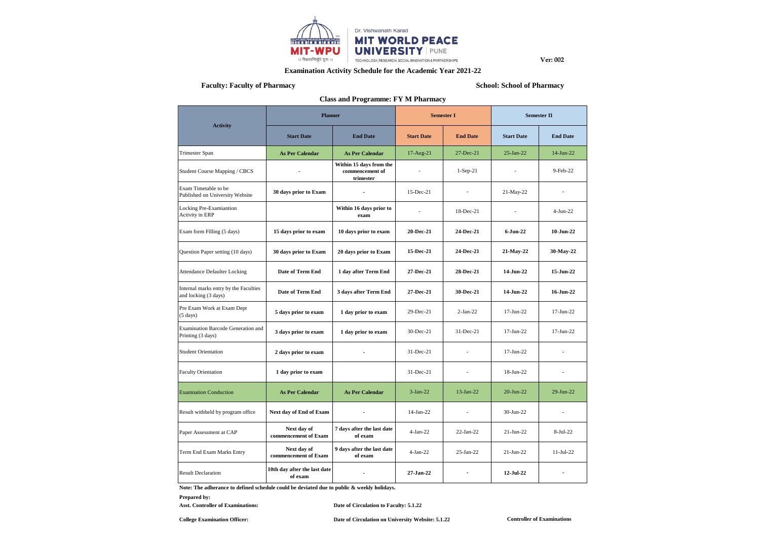Dr. Vishwanath Karad
**MIT WORLD PEACE UNIVERSITY** | PUNE
TECHNOLOGY, RESEARCH, SOCIAL INNOVATION & PARTNERSHIPS

MIT-WPU
।। विश्वशान्तिर्ध्रुवं ध्रुवा ।।

**Ver: 002**

## Examination Activity Schedule for the Academic Year 2021-22

**Faculty: Faculty of Pharmacy** | **School: School of Pharmacy**

### Class and Programme: FY M Pharmacy

| Activity | Planner | | Semester I | | Semester II | |
|---|---|---|---|---|---|---|
| | **Start Date** | **End Date** | **Start Date** | **End Date** | **Start Date** | **End Date** |
| Trimester Span | **As Per Calendar** | **As Per Calendar** | 17-Aug-21 | 27-Dec-21 | 25-Jan-22 | 14-Jun-22 |
| Student Course Mapping / CBCS | - | **Within 15 days from the commencement of trimester** | - | 1-Sep-21 | - | 9-Feb-22 |
| Exam Timetable to be Published on University Website | **30 days prior to Exam** | - | 15-Dec-21 | - | 21-May-22 | - |
| Locking Pre-Examiantion Activity in ERP | | **Within 16 days prior to exam** | - | 18-Dec-21 | - | 4-Jun-22 |
| Exam form Filling (5 days) | **15 days prior to exam** | **10 days prior to exam** | **20-Dec-21** | **24-Dec-21** | **6-Jun-22** | **10-Jun-22** |
| Question Paper setting (10 days) | **30 days prior to Exam** | **20 days prior to Exam** | **15-Dec-21** | **24-Dec-21** | **21-May-22** | **30-May-22** |
| Attendance Defaulter Locking | **Date of Term End** | **1 day after Term End** | **27-Dec-21** | **28-Dec-21** | **14-Jun-22** | **15-Jun-22** |
| Internal marks entry by the Faculties and locking (3 days) | **Date of Term End** | **3 days after Term End** | **27-Dec-21** | **30-Dec-21** | **14-Jun-22** | **16-Jun-22** |
| Pre Exam Work at Exam Dept (5 days) | **5 days prior to exam** | **1 day prior to exam** | 29-Dec-21 | 2-Jan-22 | 17-Jun-22 | 17-Jun-22 |
| Examination Barcode Generation and Printing (3 days) | **3 days prior to exam** | **1 day prior to exam** | 30-Dec-21 | 31-Dec-21 | 17-Jun-22 | 17-Jun-22 |
| Student Orientation | **2 days prior to exam** | - | 31-Dec-21 | - | 17-Jun-22 | - |
| Faculty Orientation | **1 day prior to exam** | | 31-Dec-21 | - | 18-Jun-22 | - |
| Examnation Conduction | **As Per Calendar** | **As Per Calendar** | 3-Jan-22 | 13-Jan-22 | 20-Jun-22 | 29-Jun-22 |
| Result withheld by program office | **Next day of End of Exam** | - | 14-Jan-22 | - | 30-Jun-22 | - |
| Paper Assessment at CAP | **Next day of commencement of Exam** | **7 days after the last date of exam** | 4-Jan-22 | 22-Jan-22 | 21-Jun-22 | 8-Jul-22 |
| Term End Exam Marks Entry | **Next day of commencement of Exam** | **9 days after the last date of exam** | 4-Jan-22 | 25-Jan-22 | 21-Jun-22 | 11-Jul-22 |
| Result Declaration | **10th day after the last date of exam** | - | **27-Jan-22** | - | **12-Jul-22** | - |

**Note: The adherance to defined schedule could be deviated due to public & weekly holidays.**

**Prepared by:**

**Asst. Controller of Examinations:** **Date of Circulation to Faculty: 5.1.22**

**College Examination Officer:** **Date of Circulation on University Website: 5.1.22** **Controller of Examinations**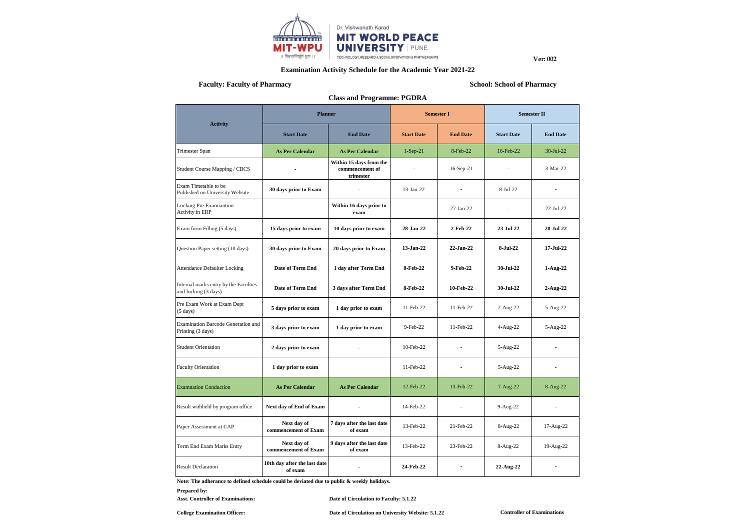Dr. Vishwanath Karad

**MIT WORLD PEACE UNIVERSITY** | PUNE

TECHNOLOGY, RESEARCH, SOCIAL INNOVATION & PARTNERSHIPS

**Ver: 002**

## Examination Activity Schedule for the Academic Year 2021-22

**Faculty: Faculty of Pharmacy** | **School: School of Pharmacy**

### Class and Programme: PGDRA

| Activity | Planner | | Semester I | | Semester II | |
|---|---|---|---|---|---|---|
| | Start Date | End Date | Start Date | End Date | Start Date | End Date |
| Trimester Span | As Per Calendar | As Per Calendar | 1-Sep-21 | 8-Feb-22 | 16-Feb-22 | 30-Jul-22 |
| Student Course Mapping / CBCS | - | Within 15 days from the commencement of trimester | - | 16-Sep-21 | - | 3-Mar-22 |
| Exam Timetable to be Published on University Website | 30 days prior to Exam | - | 13-Jan-22 | - | 8-Jul-22 | - |
| Locking Pre-Examiantion Activity in ERP | | Within 16 days prior to exam | - | 27-Jan-22 | - | 22-Jul-22 |
| Exam form Filling (5 days) | 15 days prior to exam | 10 days prior to exam | 28-Jan-22 | 2-Feb-22 | 23-Jul-22 | 28-Jul-22 |
| Question Paper setting (10 days) | 30 days prior to Exam | 20 days prior to Exam | 13-Jan-22 | 22-Jan-22 | 8-Jul-22 | 17-Jul-22 |
| Attendance Defaulter Locking | Date of Term End | 1 day after Term End | 8-Feb-22 | 9-Feb-22 | 30-Jul-22 | 1-Aug-22 |
| Internal marks entry by the Faculties and locking (3 days) | Date of Term End | 3 days after Term End | 8-Feb-22 | 10-Feb-22 | 30-Jul-22 | 2-Aug-22 |
| Pre Exam Work at Exam Dept (5 days) | 5 days prior to exam | 1 day prior to exam | 11-Feb-22 | 11-Feb-22 | 2-Aug-22 | 5-Aug-22 |
| Examination Barcode Generation and Printing (3 days) | 3 days prior to exam | 1 day prior to exam | 9-Feb-22 | 11-Feb-22 | 4-Aug-22 | 5-Aug-22 |
| Student Orientation | 2 days prior to exam | - | 10-Feb-22 | - | 5-Aug-22 | - |
| Faculty Orientation | 1 day prior to exam | | 11-Feb-22 | - | 5-Aug-22 | - |
| Examnation Conduction | As Per Calendar | As Per Calendar | 12-Feb-22 | 13-Feb-22 | 7-Aug-22 | 8-Aug-22 |
| Result withheld by program office | Next day of End of Exam | - | 14-Feb-22 | - | 9-Aug-22 | - |
| Paper Assessment at CAP | Next day of commencement of Exam | 7 days after the last date of exam | 13-Feb-22 | 21-Feb-22 | 8-Aug-22 | 17-Aug-22 |
| Term End Exam Marks Entry | Next day of commencement of Exam | 9 days after the last date of exam | 13-Feb-22 | 23-Feb-22 | 8-Aug-22 | 19-Aug-22 |
| Result Declaration | 10th day after the last date of exam | - | 24-Feb-22 | - | 22-Aug-22 | - |

**Note: The adherance to defined schedule could be deviated due to public & weekly holidays.**

**Prepared by:**

**Asst. Controller of Examinations:** | **Date of Circulation to Faculty: 5.1.22**

**College Examination Officer:** | **Date of Circulation on University Website: 5.1.22** | **Controller of Examinations**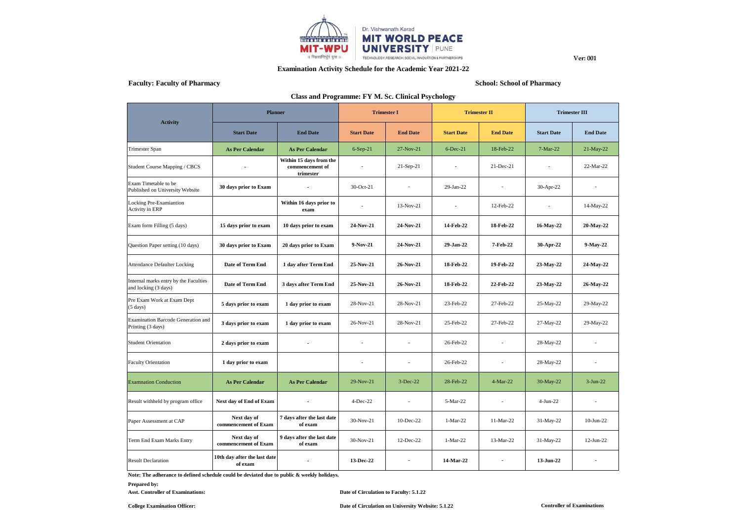Dr. Vishwanath Karad
MIT WORLD PEACE UNIVERSITY | PUNE
TECHNOLOGY, RESEARCH, SOCIAL INNOVATION & PARTNERSHIPS

**Ver: 001**

**Examination Activity Schedule for the Academic Year 2021-22**

**Faculty: Faculty of Pharmacy** | **School: School of Pharmacy**

**Class and Programme: FY M. Sc. Clinical Psychology**

| Activity | Planner | | Trimester I | | Trimester II | | Trimester III | |
|---|---|---|---|---|---|---|---|---|
| | Start Date | End Date | Start Date | End Date | Start Date | End Date | Start Date | End Date |
| Trimester Span | As Per Calendar | As Per Calendar | 6-Sep-21 | 27-Nov-21 | 6-Dec-21 | 18-Feb-22 | 7-Mar-22 | 21-May-22 |
| Student Course Mapping / CBCS | - | Within 15 days from the commencement of trimester | - | 21-Sep-21 | - | 21-Dec-21 | - | 22-Mar-22 |
| Exam Timetable to be Published on University Website | 30 days prior to Exam | - | 30-Oct-21 | - | 29-Jan-22 | - | 30-Apr-22 | - |
| Locking Pre-Examiantion Activity in ERP | | Within 16 days prior to exam | - | 13-Nov-21 | - | 12-Feb-22 | - | 14-May-22 |
| Exam form Filling (5 days) | 15 days prior to exam | 10 days prior to exam | 24-Nov-21 | 24-Nov-21 | 14-Feb-22 | 18-Feb-22 | 16-May-22 | 20-May-22 |
| Question Paper setting (10 days) | 30 days prior to Exam | 20 days prior to Exam | 9-Nov-21 | 24-Nov-21 | 29-Jan-22 | 7-Feb-22 | 30-Apr-22 | 9-May-22 |
| Attendance Defaulter Locking | Date of Term End | 1 day after Term End | 25-Nov-21 | 26-Nov-21 | 18-Feb-22 | 19-Feb-22 | 23-May-22 | 24-May-22 |
| Internal marks entry by the Faculties and locking (3 days) | Date of Term End | 3 days after Term End | 25-Nov-21 | 26-Nov-21 | 18-Feb-22 | 22-Feb-22 | 23-May-22 | 26-May-22 |
| Pre Exam Work at Exam Dept (5 days) | 5 days prior to exam | 1 day prior to exam | 28-Nov-21 | 28-Nov-21 | 23-Feb-22 | 27-Feb-22 | 25-May-22 | 29-May-22 |
| Examination Barcode Generation and Printing (3 days) | 3 days prior to exam | 1 day prior to exam | 26-Nov-21 | 28-Nov-21 | 25-Feb-22 | 27-Feb-22 | 27-May-22 | 29-May-22 |
| Student Orientation | 2 days prior to exam | - | - | - | 26-Feb-22 | - | 28-May-22 | - |
| Faculty Orientation | 1 day prior to exam | | - | - | 26-Feb-22 | - | 28-May-22 | - |
| Examnation Conduction | As Per Calendar | As Per Calendar | 29-Nov-21 | 3-Dec-22 | 28-Feb-22 | 4-Mar-22 | 30-May-22 | 3-Jun-22 |
| Result withheld by program office | Next day of End of Exam | - | 4-Dec-22 | - | 5-Mar-22 | - | 4-Jun-22 | - |
| Paper Assessment at CAP | Next day of commencement of Exam | 7 days after the last date of exam | 30-Nov-21 | 10-Dec-22 | 1-Mar-22 | 11-Mar-22 | 31-May-22 | 10-Jun-22 |
| Term End Exam Marks Entry | Next day of commencement of Exam | 9 days after the last date of exam | 30-Nov-21 | 12-Dec-22 | 1-Mar-22 | 13-Mar-22 | 31-May-22 | 12-Jun-22 |
| Result Declaration | 10th day after the last date of exam | - | 13-Dec-22 | - | 14-Mar-22 | - | 13-Jun-22 | - |

**Note: The adherance to defined schedule could be deviated due to public & weekly holidays.**

**Prepared by:**

**Asst. Controller of Examinations:**

**Date of Circulation to Faculty: 5.1.22**

**College Examination Officer:**

**Date of Circulation on University Website: 5.1.22**

**Controller of Examinations**